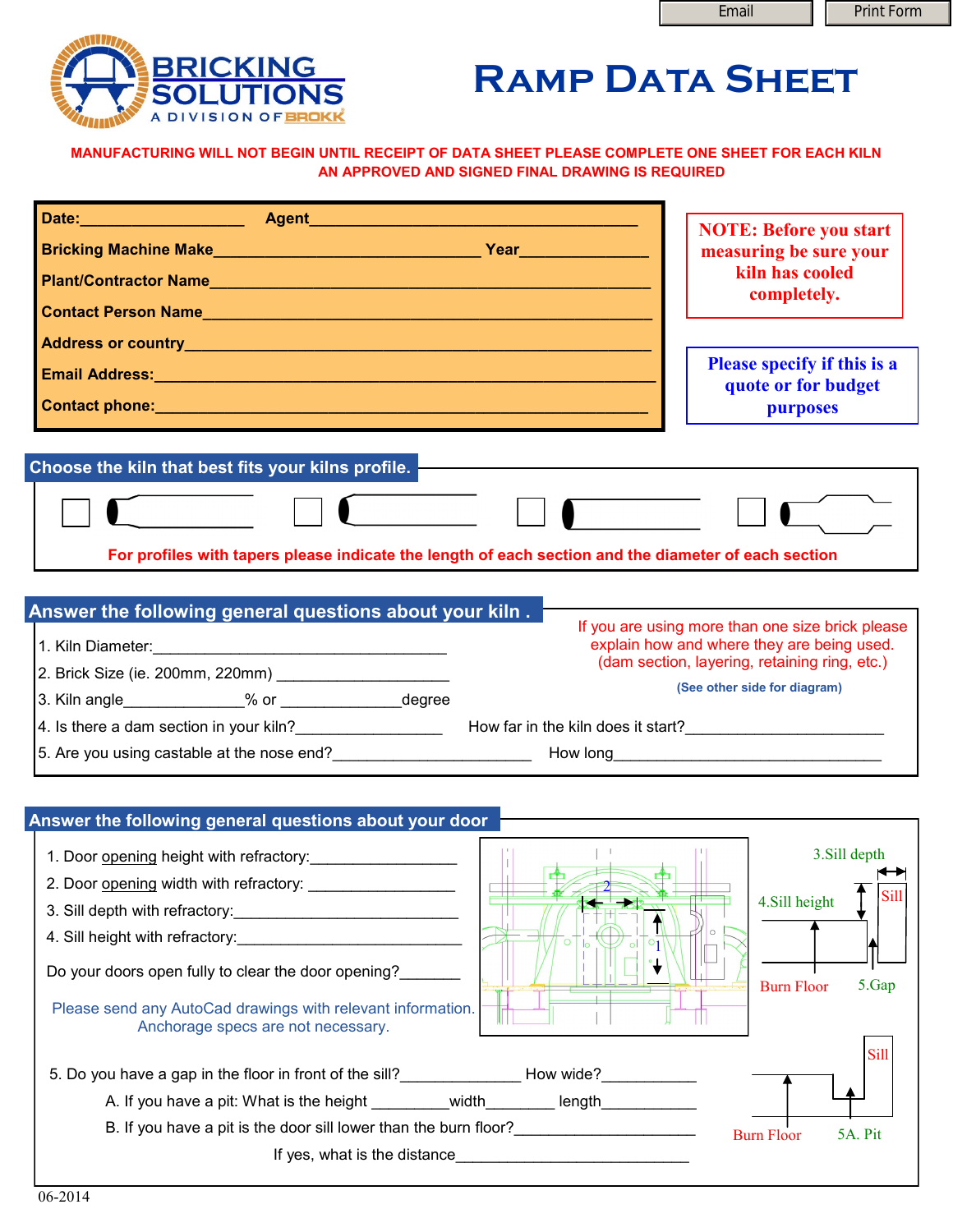Email | Print Form

# BRICKING SOLUTIONS
A DIVISION OF BROKK

# RAMP DATA SHEET

**MANUFACTURING WILL NOT BEGIN UNTIL RECEIPT OF DATA SHEET PLEASE COMPLETE ONE SHEET FOR EACH KILN**
**AN APPROVED AND SIGNED FINAL DRAWING IS REQUIRED**

**Date:**____________________ **Agent**_________________________________________

**Bricking Machine Make**________________________________ **Year**_______________

**Plant/Contractor Name**_____________________________________________________

**Contact Person Name**______________________________________________________

**Address or country**_______________________________________________________

**Email Address:**___________________________________________________________

**Contact phone:**__________________________________________________________

**NOTE: Before you start measuring be sure your kiln has cooled completely.**

**Please specify if this is a quote or for budget purposes**

## Choose the kiln that best fits your kilns profile.

☐ ☐ ☐ ☐

**For profiles with tapers please indicate the length of each section and the diameter of each section**

## Answer the following general questions about your kiln .

1. Kiln Diameter:____________________________________
2. Brick Size (ie. 200mm, 220mm) ____________________
3. Kiln angle______________% or ______________degree
4. Is there a dam section in your kiln?_________________ How far in the kiln does it start?________________________
5. Are you using castable at the nose end?________________________ How long________________________________

If you are using more than one size brick please explain how and where they are being used. (dam section, layering, retaining ring, etc.)

**(See other side for diagram)**

## Answer the following general questions about your door

1. Door opening height with refractory:_________________
2. Door opening width with refractory: _________________
3. Sill depth with refractory:_________________________
4. Sill height with refractory:_________________________

Do your doors open fully to clear the door opening?_______

Please send any AutoCad drawings with relevant information. Anchorage specs are not necessary.

3.Sill depth
4.Sill height
Sill
Burn Floor
5.Gap

5. Do you have a gap in the floor in front of the sill?______________ How wide?___________
   - A. If you have a pit: What is the height _________width________ length___________
   - B. If you have a pit is the door sill lower than the burn floor?______________________
   
   If yes, what is the distance____________________________

Sill
Burn Floor
5A. Pit

06-2014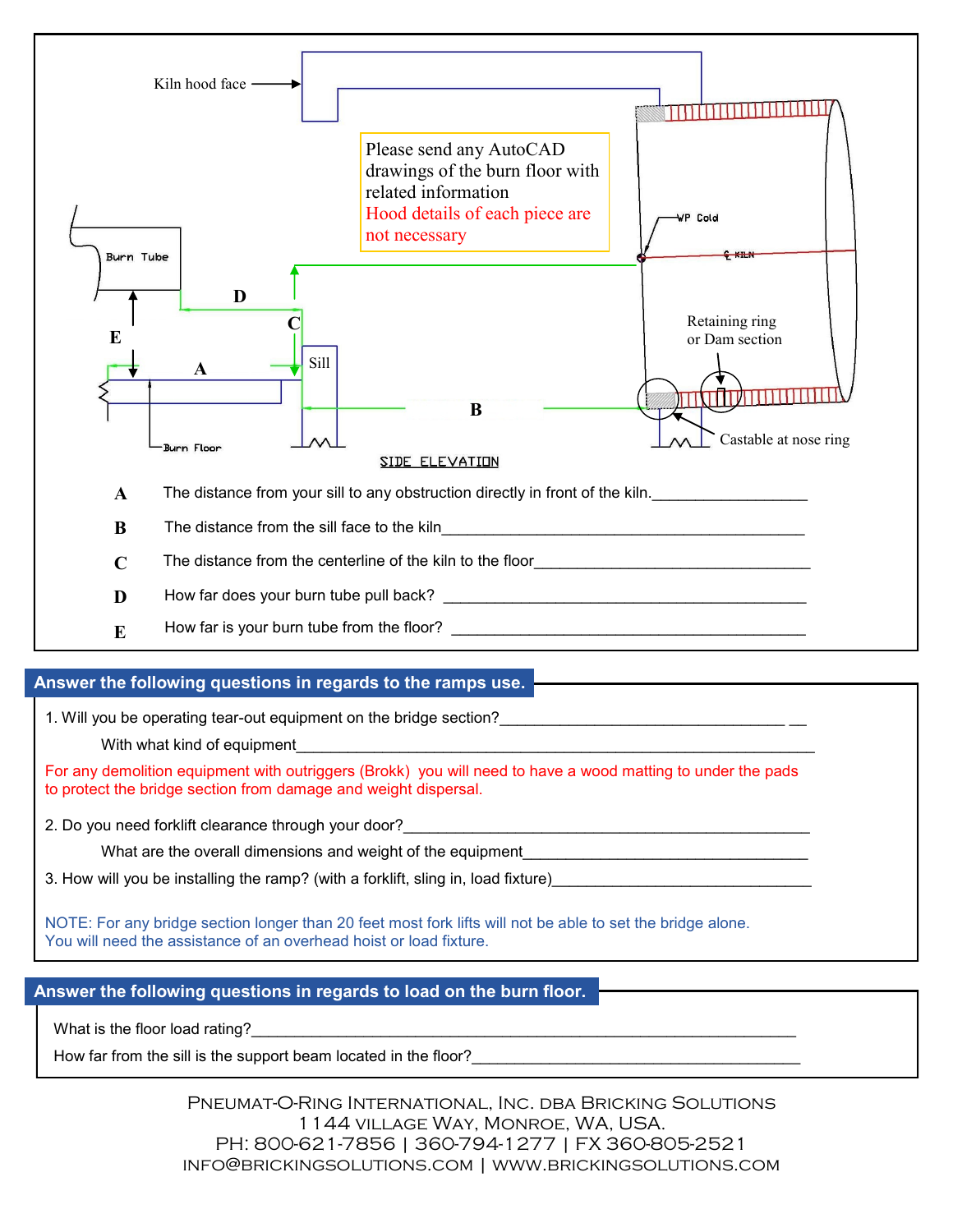Kiln hood face

Please send any AutoCAD drawings of the burn floor with related information
Hood details of each piece are not necessary

Burn Tube

WP Cold

℄ KILN

Retaining ring or Dam section

D

C

E

A

Sill

B

Burn Floor

Castable at nose ring

SIDE ELEVATION

**A** The distance from your sill to any obstruction directly in front of the kiln.__________________

**B** The distance from the sill face to the kiln__________________________________________

**C** The distance from the centerline of the kiln to the floor________________________________

**D** How far does your burn tube pull back? ____________________________________________

**E** How far is your burn tube from the floor? ___________________________________________

## Answer the following questions in regards to the ramps use.

1. Will you be operating tear-out equipment on the bridge section?__________________________________ __

   With what kind of equipment_______________________________________________________________

For any demolition equipment with outriggers (Brokk) you will need to have a wood matting to under the pads to protect the bridge section from damage and weight dispersal.

2. Do you need forklift clearance through your door?_______________________________________________

   What are the overall dimensions and weight of the equipment_________________________________

3. How will you be installing the ramp? (with a forklift, sling in, load fixture)______________________________

NOTE: For any bridge section longer than 20 feet most fork lifts will not be able to set the bridge alone. You will need the assistance of an overhead hoist or load fixture.

## Answer the following questions in regards to load on the burn floor.

What is the floor load rating?_________________________________________________________________

How far from the sill is the support beam located in the floor?_______________________________________

Pneumat-O-Ring International, Inc. dba Bricking Solutions
1144 Village Way, Monroe, WA, USA.
PH: 800-621-7856 | 360-794-1277 | FX 360-805-2521
INFO@BRICKINGSOLUTIONS.COM | WWW.BRICKINGSOLUTIONS.COM